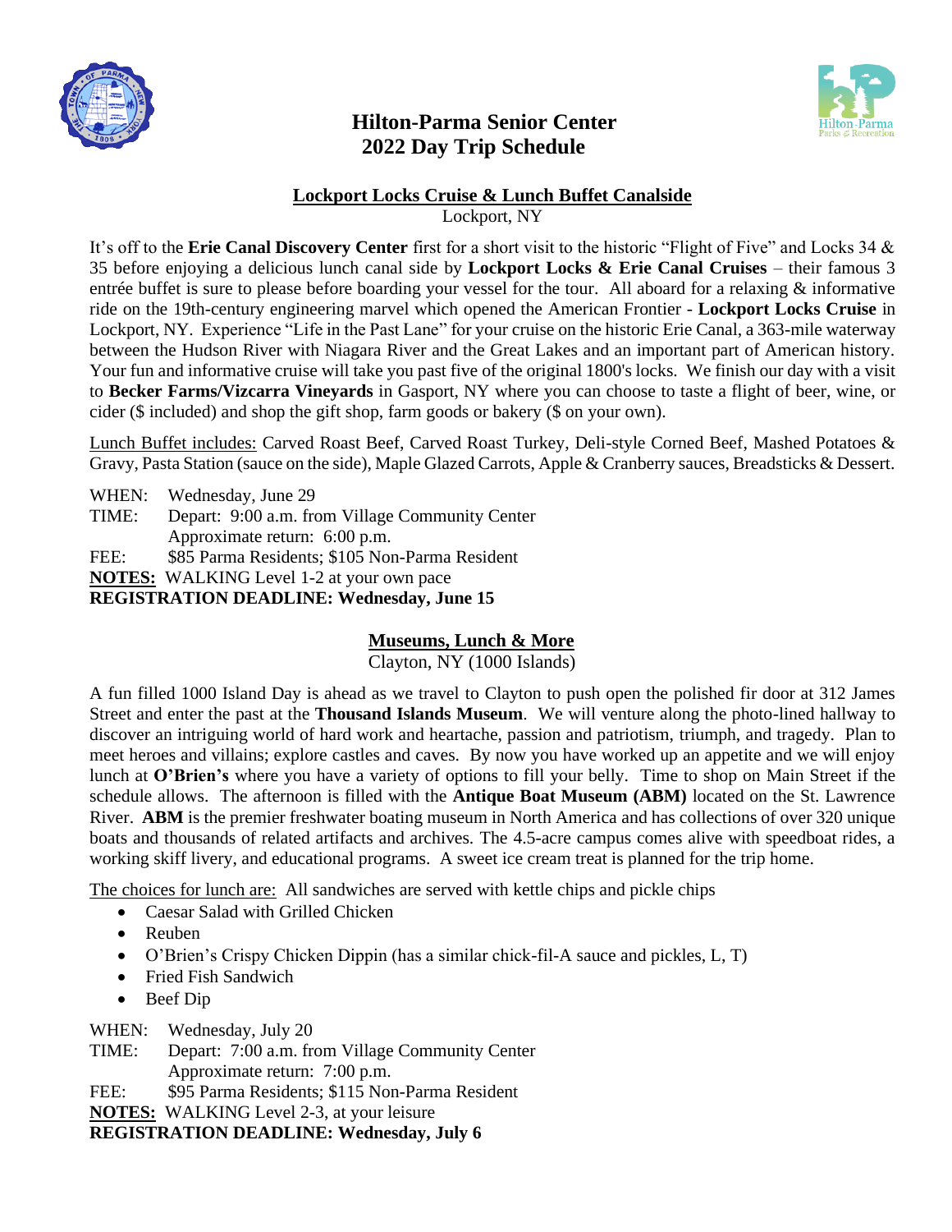# Hilton-Parma Senior Center
# 2022 Day Trip Schedule

## Lockport Locks Cruise & Lunch Buffet Canalside

Lockport, NY

It's off to the **Erie Canal Discovery Center** first for a short visit to the historic "Flight of Five" and Locks 34 & 35 before enjoying a delicious lunch canal side by **Lockport Locks & Erie Canal Cruises** – their famous 3 entrée buffet is sure to please before boarding your vessel for the tour. All aboard for a relaxing & informative ride on the 19th-century engineering marvel which opened the American Frontier - **Lockport Locks Cruise** in Lockport, NY. Experience "Life in the Past Lane" for your cruise on the historic Erie Canal, a 363-mile waterway between the Hudson River with Niagara River and the Great Lakes and an important part of American history. Your fun and informative cruise will take you past five of the original 1800's locks. We finish our day with a visit to **Becker Farms/Vizcarra Vineyards** in Gasport, NY where you can choose to taste a flight of beer, wine, or cider ($ included) and shop the gift shop, farm goods or bakery ($ on your own).

Lunch Buffet includes: Carved Roast Beef, Carved Roast Turkey, Deli-style Corned Beef, Mashed Potatoes & Gravy, Pasta Station (sauce on the side), Maple Glazed Carrots, Apple & Cranberry sauces, Breadsticks & Dessert.

WHEN: Wednesday, June 29
TIME: Depart: 9:00 a.m. from Village Community Center
Approximate return: 6:00 p.m.
FEE: $85 Parma Residents; $105 Non-Parma Resident
**NOTES:** WALKING Level 1-2 at your own pace
**REGISTRATION DEADLINE: Wednesday, June 15**

## Museums, Lunch & More

Clayton, NY (1000 Islands)

A fun filled 1000 Island Day is ahead as we travel to Clayton to push open the polished fir door at 312 James Street and enter the past at the **Thousand Islands Museum**. We will venture along the photo-lined hallway to discover an intriguing world of hard work and heartache, passion and patriotism, triumph, and tragedy. Plan to meet heroes and villains; explore castles and caves. By now you have worked up an appetite and we will enjoy lunch at **O'Brien's** where you have a variety of options to fill your belly. Time to shop on Main Street if the schedule allows. The afternoon is filled with the **Antique Boat Museum (ABM)** located on the St. Lawrence River. **ABM** is the premier freshwater boating museum in North America and has collections of over 320 unique boats and thousands of related artifacts and archives. The 4.5-acre campus comes alive with speedboat rides, a working skiff livery, and educational programs. A sweet ice cream treat is planned for the trip home.

The choices for lunch are: All sandwiches are served with kettle chips and pickle chips

- Caesar Salad with Grilled Chicken
- Reuben
- O'Brien's Crispy Chicken Dippin (has a similar chick-fil-A sauce and pickles, L, T)
- Fried Fish Sandwich
- Beef Dip

WHEN: Wednesday, July 20
TIME: Depart: 7:00 a.m. from Village Community Center
Approximate return: 7:00 p.m.
FEE: $95 Parma Residents; $115 Non-Parma Resident
**NOTES:** WALKING Level 2-3, at your leisure
**REGISTRATION DEADLINE: Wednesday, July 6**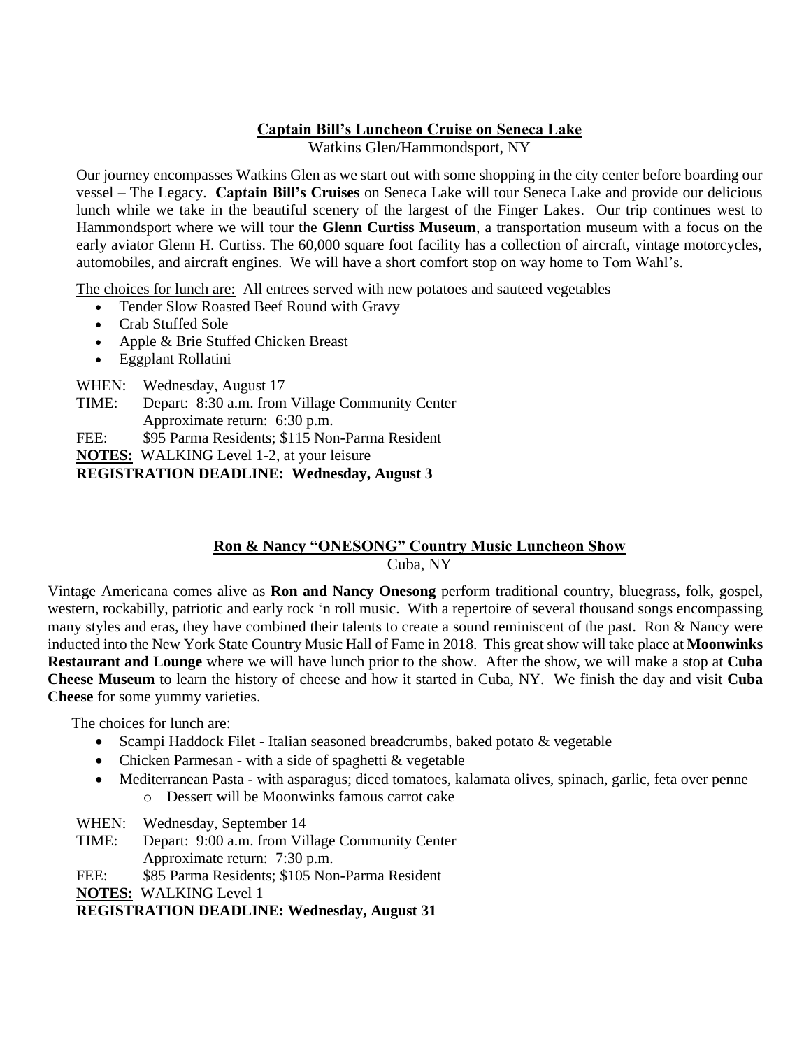## Captain Bill's Luncheon Cruise on Seneca Lake

Watkins Glen/Hammondsport, NY

Our journey encompasses Watkins Glen as we start out with some shopping in the city center before boarding our vessel – The Legacy. **Captain Bill's Cruises** on Seneca Lake will tour Seneca Lake and provide our delicious lunch while we take in the beautiful scenery of the largest of the Finger Lakes. Our trip continues west to Hammondsport where we will tour the **Glenn Curtiss Museum**, a transportation museum with a focus on the early aviator Glenn H. Curtiss. The 60,000 square foot facility has a collection of aircraft, vintage motorcycles, automobiles, and aircraft engines. We will have a short comfort stop on way home to Tom Wahl's.

The choices for lunch are: All entrees served with new potatoes and sauteed vegetables

- Tender Slow Roasted Beef Round with Gravy
- Crab Stuffed Sole
- Apple & Brie Stuffed Chicken Breast
- Eggplant Rollatini

WHEN: Wednesday, August 17
TIME: Depart: 8:30 a.m. from Village Community Center
Approximate return: 6:30 p.m.
FEE: $95 Parma Residents; $115 Non-Parma Resident
**NOTES:** WALKING Level 1-2, at your leisure
**REGISTRATION DEADLINE: Wednesday, August 3**

## Ron & Nancy "ONESONG" Country Music Luncheon Show

Cuba, NY

Vintage Americana comes alive as **Ron and Nancy Onesong** perform traditional country, bluegrass, folk, gospel, western, rockabilly, patriotic and early rock 'n roll music. With a repertoire of several thousand songs encompassing many styles and eras, they have combined their talents to create a sound reminiscent of the past. Ron & Nancy were inducted into the New York State Country Music Hall of Fame in 2018. This great show will take place at **Moonwinks Restaurant and Lounge** where we will have lunch prior to the show. After the show, we will make a stop at **Cuba Cheese Museum** to learn the history of cheese and how it started in Cuba, NY. We finish the day and visit **Cuba Cheese** for some yummy varieties.

The choices for lunch are:

- Scampi Haddock Filet - Italian seasoned breadcrumbs, baked potato & vegetable
- Chicken Parmesan - with a side of spaghetti & vegetable
- Mediterranean Pasta - with asparagus; diced tomatoes, kalamata olives, spinach, garlic, feta over penne
  - Dessert will be Moonwinks famous carrot cake

WHEN: Wednesday, September 14
TIME: Depart: 9:00 a.m. from Village Community Center
Approximate return: 7:30 p.m.
FEE: $85 Parma Residents; $105 Non-Parma Resident
**NOTES:** WALKING Level 1
**REGISTRATION DEADLINE: Wednesday, August 31**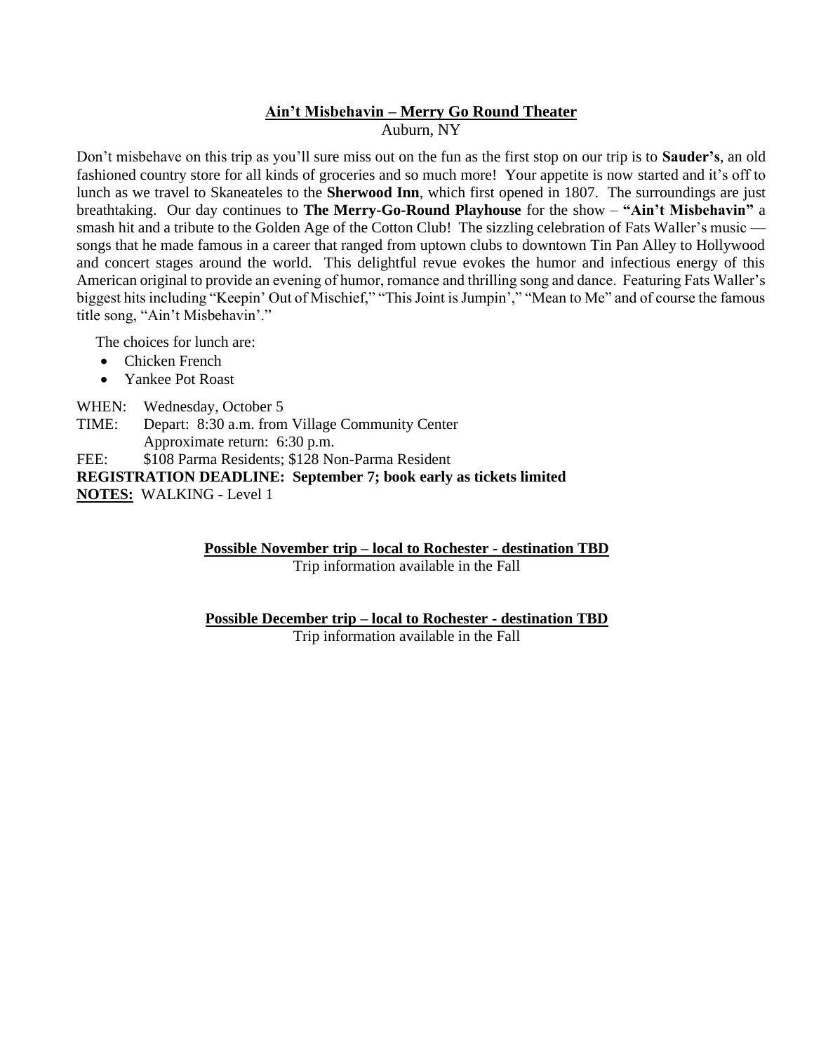**Ain't Misbehavin – Merry Go Round Theater**

Auburn, NY

Don't misbehave on this trip as you'll sure miss out on the fun as the first stop on our trip is to **Sauder's**, an old fashioned country store for all kinds of groceries and so much more! Your appetite is now started and it's off to lunch as we travel to Skaneateles to the **Sherwood Inn**, which first opened in 1807. The surroundings are just breathtaking. Our day continues to **The Merry-Go-Round Playhouse** for the show – **"Ain't Misbehavin"** a smash hit and a tribute to the Golden Age of the Cotton Club! The sizzling celebration of Fats Waller's music — songs that he made famous in a career that ranged from uptown clubs to downtown Tin Pan Alley to Hollywood and concert stages around the world. This delightful revue evokes the humor and infectious energy of this American original to provide an evening of humor, romance and thrilling song and dance. Featuring Fats Waller's biggest hits including "Keepin' Out of Mischief," "This Joint is Jumpin'," "Mean to Me" and of course the famous title song, "Ain't Misbehavin'."

The choices for lunch are:

- Chicken French
- Yankee Pot Roast

WHEN: Wednesday, October 5

TIME: Depart: 8:30 a.m. from Village Community Center
Approximate return: 6:30 p.m.

FEE: $108 Parma Residents; $128 Non-Parma Resident

**REGISTRATION DEADLINE: September 7; book early as tickets limited**

**NOTES:** WALKING - Level 1

**Possible November trip – local to Rochester - destination TBD**

Trip information available in the Fall

**Possible December trip – local to Rochester - destination TBD**

Trip information available in the Fall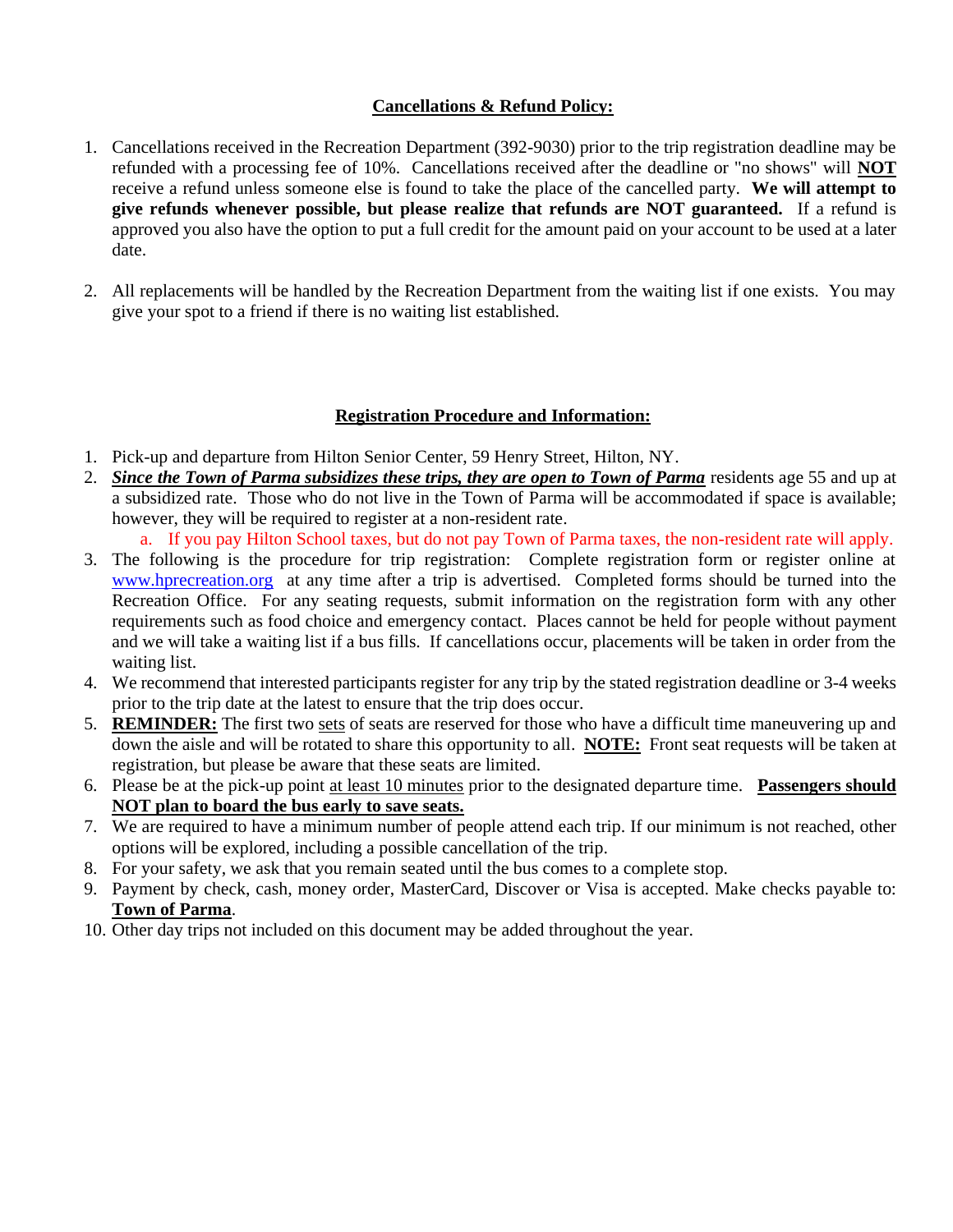## Cancellations & Refund Policy:

1. Cancellations received in the Recreation Department (392-9030) prior to the trip registration deadline may be refunded with a processing fee of 10%. Cancellations received after the deadline or "no shows" will **NOT** receive a refund unless someone else is found to take the place of the cancelled party. **We will attempt to give refunds whenever possible, but please realize that refunds are NOT guaranteed.** If a refund is approved you also have the option to put a full credit for the amount paid on your account to be used at a later date.
2. All replacements will be handled by the Recreation Department from the waiting list if one exists. You may give your spot to a friend if there is no waiting list established.

## Registration Procedure and Information:

1. Pick-up and departure from Hilton Senior Center, 59 Henry Street, Hilton, NY.
2. ***Since the Town of Parma subsidizes these trips, they are open to Town of Parma*** residents age 55 and up at a subsidized rate. Those who do not live in the Town of Parma will be accommodated if space is available; however, they will be required to register at a non-resident rate.
   a. If you pay Hilton School taxes, but do not pay Town of Parma taxes, the non-resident rate will apply.
3. The following is the procedure for trip registration: Complete registration form or register online at www.hprecreation.org at any time after a trip is advertised. Completed forms should be turned into the Recreation Office. For any seating requests, submit information on the registration form with any other requirements such as food choice and emergency contact. Places cannot be held for people without payment and we will take a waiting list if a bus fills. If cancellations occur, placements will be taken in order from the waiting list.
4. We recommend that interested participants register for any trip by the stated registration deadline or 3-4 weeks prior to the trip date at the latest to ensure that the trip does occur.
5. **REMINDER:** The first two sets of seats are reserved for those who have a difficult time maneuvering up and down the aisle and will be rotated to share this opportunity to all. **NOTE:** Front seat requests will be taken at registration, but please be aware that these seats are limited.
6. Please be at the pick-up point at least 10 minutes prior to the designated departure time. **Passengers should NOT plan to board the bus early to save seats.**
7. We are required to have a minimum number of people attend each trip. If our minimum is not reached, other options will be explored, including a possible cancellation of the trip.
8. For your safety, we ask that you remain seated until the bus comes to a complete stop.
9. Payment by check, cash, money order, MasterCard, Discover or Visa is accepted. Make checks payable to: **Town of Parma**.
10. Other day trips not included on this document may be added throughout the year.